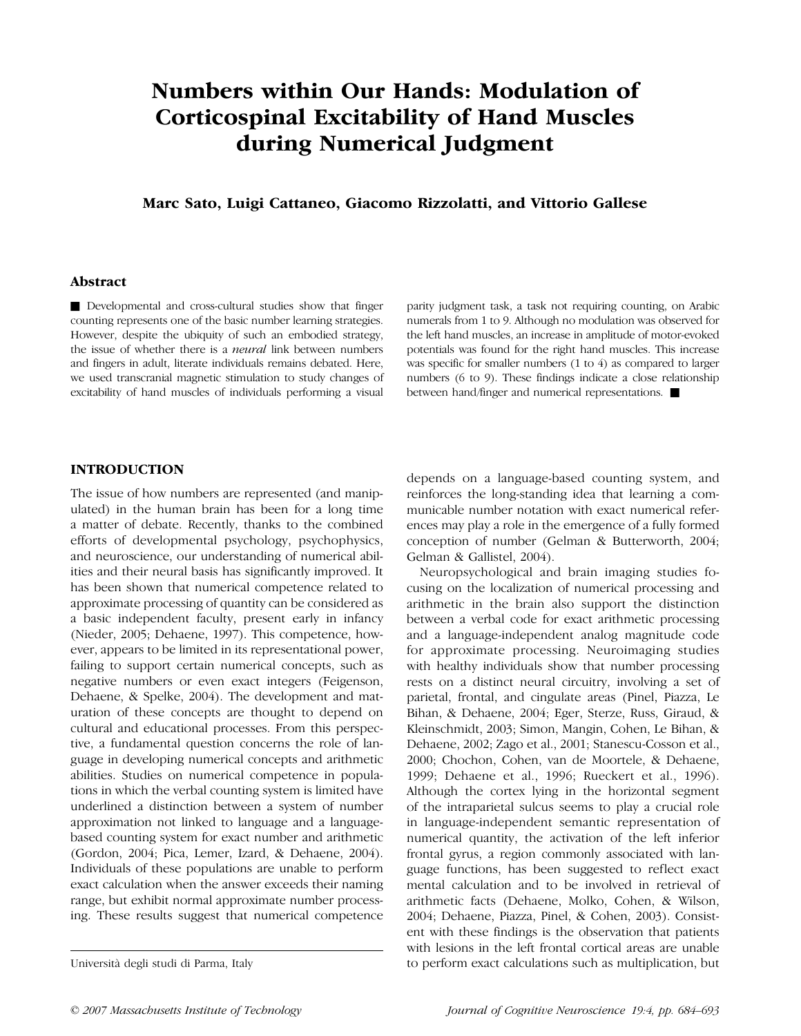# Numbers within Our Hands: Modulation of Corticospinal Excitability of Hand Muscles during Numerical Judgment

**Marc Sato, Luigi Cattaneo, Giacomo Rizzolatti, and Vittorio Gallese**

## Abstract

■ Developmental and cross-cultural studies show that finger counting represents one of the basic number learning strategies. However, despite the ubiquity of such an embodied strategy, the issue of whether there is a *neural* link between numbers and fingers in adult, literate individuals remains debated. Here, we used transcranial magnetic stimulation to study changes of excitability of hand muscles of individuals performing a visual parity judgment task, a task not requiring counting, on Arabic numerals from 1 to 9. Although no modulation was observed for the left hand muscles, an increase in amplitude of motor-evoked potentials was found for the right hand muscles. This increase was specific for smaller numbers (1 to 4) as compared to larger numbers (6 to 9). These findings indicate a close relationship between hand/finger and numerical representations. ■

## INTRODUCTION

The issue of how numbers are represented (and manipulated) in the human brain has been for a long time a matter of debate. Recently, thanks to the combined efforts of developmental psychology, psychophysics, and neuroscience, our understanding of numerical abilities and their neural basis has significantly improved. It has been shown that numerical competence related to approximate processing of quantity can be considered as a basic independent faculty, present early in infancy (Nieder, 2005; Dehaene, 1997). This competence, however, appears to be limited in its representational power, failing to support certain numerical concepts, such as negative numbers or even exact integers (Feigenson, Dehaene, & Spelke, 2004). The development and maturation of these concepts are thought to depend on cultural and educational processes. From this perspective, a fundamental question concerns the role of language in developing numerical concepts and arithmetic abilities. Studies on numerical competence in populations in which the verbal counting system is limited have underlined a distinction between a system of number approximation not linked to language and a language-based counting system for exact number and arithmetic (Gordon, 2004; Pica, Lemer, Izard, & Dehaene, 2004). Individuals of these populations are unable to perform exact calculation when the answer exceeds their naming range, but exhibit normal approximate number processing. These results suggest that numerical competence depends on a language-based counting system, and reinforces the long-standing idea that learning a communicable number notation with exact numerical references may play a role in the emergence of a fully formed conception of number (Gelman & Butterworth, 2004; Gelman & Gallistel, 2004).

Neuropsychological and brain imaging studies focusing on the localization of numerical processing and arithmetic in the brain also support the distinction between a verbal code for exact arithmetic processing and a language-independent analog magnitude code for approximate processing. Neuroimaging studies with healthy individuals show that number processing rests on a distinct neural circuitry, involving a set of parietal, frontal, and cingulate areas (Pinel, Piazza, Le Bihan, & Dehaene, 2004; Eger, Sterze, Russ, Giraud, & Kleinschmidt, 2003; Simon, Mangin, Cohen, Le Bihan, & Dehaene, 2002; Zago et al., 2001; Stanescu-Cosson et al., 2000; Chochon, Cohen, van de Moortele, & Dehaene, 1999; Dehaene et al., 1996; Rueckert et al., 1996). Although the cortex lying in the horizontal segment of the intraparietal sulcus seems to play a crucial role in language-independent semantic representation of numerical quantity, the activation of the left inferior frontal gyrus, a region commonly associated with language functions, has been suggested to reflect exact mental calculation and to be involved in retrieval of arithmetic facts (Dehaene, Molko, Cohen, & Wilson, 2004; Dehaene, Piazza, Pinel, & Cohen, 2003). Consistent with these findings is the observation that patients with lesions in the left frontal cortical areas are unable to perform exact calculations such as multiplication, but

Università degli studi di Parma, Italy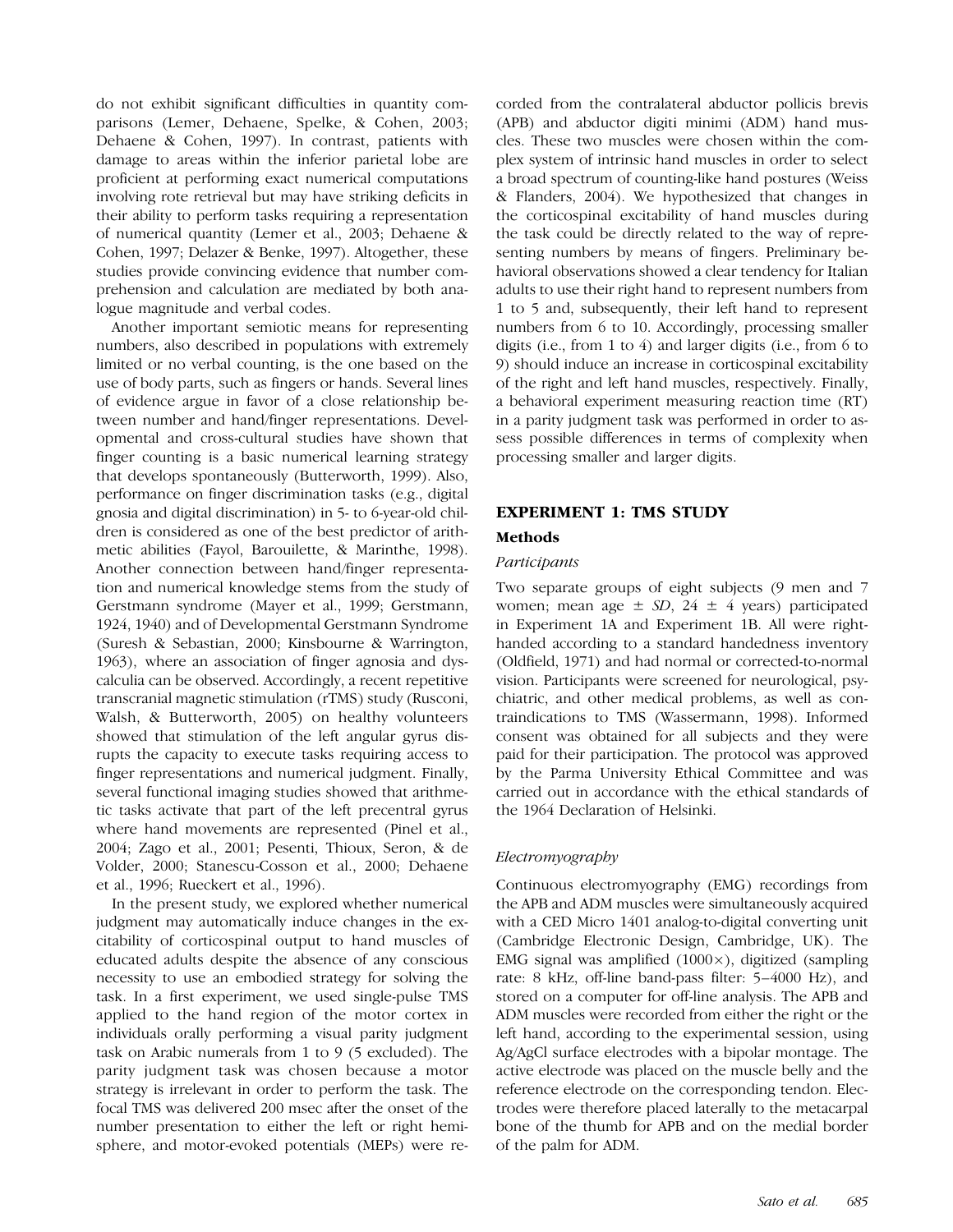do not exhibit significant difficulties in quantity comparisons (Lemer, Dehaene, Spelke, & Cohen, 2003; Dehaene & Cohen, 1997). In contrast, patients with damage to areas within the inferior parietal lobe are proficient at performing exact numerical computations involving rote retrieval but may have striking deficits in their ability to perform tasks requiring a representation of numerical quantity (Lemer et al., 2003; Dehaene & Cohen, 1997; Delazer & Benke, 1997). Altogether, these studies provide convincing evidence that number comprehension and calculation are mediated by both analogue magnitude and verbal codes.

Another important semiotic means for representing numbers, also described in populations with extremely limited or no verbal counting, is the one based on the use of body parts, such as fingers or hands. Several lines of evidence argue in favor of a close relationship between number and hand/finger representations. Developmental and cross-cultural studies have shown that finger counting is a basic numerical learning strategy that develops spontaneously (Butterworth, 1999). Also, performance on finger discrimination tasks (e.g., digital gnosia and digital discrimination) in 5- to 6-year-old children is considered as one of the best predictor of arithmetic abilities (Fayol, Barouillette, & Marinthe, 1998). Another connection between hand/finger representation and numerical knowledge stems from the study of Gerstmann syndrome (Mayer et al., 1999; Gerstmann, 1924, 1940) and of Developmental Gerstmann Syndrome (Suresh & Sebastian, 2000; Kinsbourne & Warrington, 1963), where an association of finger agnosia and dyscalculia can be observed. Accordingly, a recent repetitive transcranial magnetic stimulation (rTMS) study (Rusconi, Walsh, & Butterworth, 2005) on healthy volunteers showed that stimulation of the left angular gyrus disrupts the capacity to execute tasks requiring access to finger representations and numerical judgment. Finally, several functional imaging studies showed that arithmetic tasks activate that part of the left precentral gyrus where hand movements are represented (Pinel et al., 2004; Zago et al., 2001; Pesenti, Thioux, Seron, & de Volder, 2000; Stanescu-Cosson et al., 2000; Dehaene et al., 1996; Rueckert et al., 1996).

In the present study, we explored whether numerical judgment may automatically induce changes in the excitability of corticospinal output to hand muscles of educated adults despite the absence of any conscious necessity to use an embodied strategy for solving the task. In a first experiment, we used single-pulse TMS applied to the hand region of the motor cortex in individuals orally performing a visual parity judgment task on Arabic numerals from 1 to 9 (5 excluded). The parity judgment task was chosen because a motor strategy is irrelevant in order to perform the task. The focal TMS was delivered 200 msec after the onset of the number presentation to either the left or right hemisphere, and motor-evoked potentials (MEPs) were recorded from the contralateral abductor pollicis brevis (APB) and abductor digiti minimi (ADM) hand muscles. These two muscles were chosen within the complex system of intrinsic hand muscles in order to select a broad spectrum of counting-like hand postures (Weiss & Flanders, 2004). We hypothesized that changes in the corticospinal excitability of hand muscles during the task could be directly related to the way of representing numbers by means of fingers. Preliminary behavioral observations showed a clear tendency for Italian adults to use their right hand to represent numbers from 1 to 5 and, subsequently, their left hand to represent numbers from 6 to 10. Accordingly, processing smaller digits (i.e., from 1 to 4) and larger digits (i.e., from 6 to 9) should induce an increase in corticospinal excitability of the right and left hand muscles, respectively. Finally, a behavioral experiment measuring reaction time (RT) in a parity judgment task was performed in order to assess possible differences in terms of complexity when processing smaller and larger digits.

## EXPERIMENT 1: TMS STUDY

### Methods

#### *Participants*

Two separate groups of eight subjects (9 men and 7 women; mean age ± *SD*, 24 ± 4 years) participated in Experiment 1A and Experiment 1B. All were right-handed according to a standard handedness inventory (Oldfield, 1971) and had normal or corrected-to-normal vision. Participants were screened for neurological, psychiatric, and other medical problems, as well as contraindications to TMS (Wassermann, 1998). Informed consent was obtained for all subjects and they were paid for their participation. The protocol was approved by the Parma University Ethical Committee and was carried out in accordance with the ethical standards of the 1964 Declaration of Helsinki.

#### *Electromyography*

Continuous electromyography (EMG) recordings from the APB and ADM muscles were simultaneously acquired with a CED Micro 1401 analog-to-digital converting unit (Cambridge Electronic Design, Cambridge, UK). The EMG signal was amplified (1000×), digitized (sampling rate: 8 kHz, off-line band-pass filter: 5–4000 Hz), and stored on a computer for off-line analysis. The APB and ADM muscles were recorded from either the right or the left hand, according to the experimental session, using Ag/AgCl surface electrodes with a bipolar montage. The active electrode was placed on the muscle belly and the reference electrode on the corresponding tendon. Electrodes were therefore placed laterally to the metacarpal bone of the thumb for APB and on the medial border of the palm for ADM.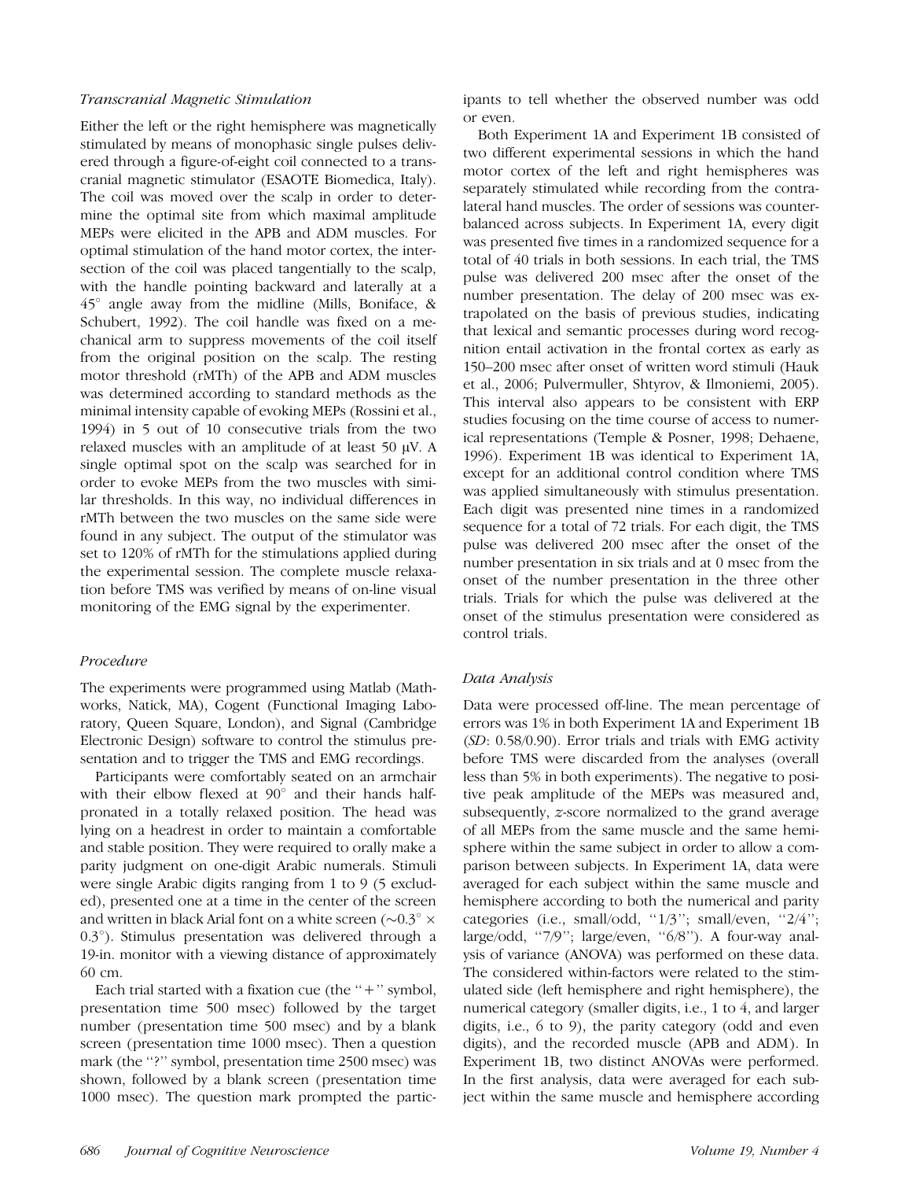### Transcranial Magnetic Stimulation

Either the left or the right hemisphere was magnetically stimulated by means of monophasic single pulses delivered through a figure-of-eight coil connected to a transcranial magnetic stimulator (ESAOTE Biomedica, Italy). The coil was moved over the scalp in order to determine the optimal site from which maximal amplitude MEPs were elicited in the APB and ADM muscles. For optimal stimulation of the hand motor cortex, the intersection of the coil was placed tangentially to the scalp, with the handle pointing backward and laterally at a 45° angle away from the midline (Mills, Boniface, & Schubert, 1992). The coil handle was fixed on a mechanical arm to suppress movements of the coil itself from the original position on the scalp. The resting motor threshold (rMTh) of the APB and ADM muscles was determined according to standard methods as the minimal intensity capable of evoking MEPs (Rossini et al., 1994) in 5 out of 10 consecutive trials from the two relaxed muscles with an amplitude of at least 50 μV. A single optimal spot on the scalp was searched for in order to evoke MEPs from the two muscles with similar thresholds. In this way, no individual differences in rMTh between the two muscles on the same side were found in any subject. The output of the stimulator was set to 120% of rMTh for the stimulations applied during the experimental session. The complete muscle relaxation before TMS was verified by means of on-line visual monitoring of the EMG signal by the experimenter.

### Procedure

The experiments were programmed using Matlab (Mathworks, Natick, MA), Cogent (Functional Imaging Laboratory, Queen Square, London), and Signal (Cambridge Electronic Design) software to control the stimulus presentation and to trigger the TMS and EMG recordings.

Participants were comfortably seated on an armchair with their elbow flexed at 90° and their hands half-pronated in a totally relaxed position. The head was lying on a headrest in order to maintain a comfortable and stable position. They were required to orally make a parity judgment on one-digit Arabic numerals. Stimuli were single Arabic digits ranging from 1 to 9 (5 excluded), presented one at a time in the center of the screen and written in black Arial font on a white screen (~0.3° × 0.3°). Stimulus presentation was delivered through a 19-in. monitor with a viewing distance of approximately 60 cm.

Each trial started with a fixation cue (the "+" symbol, presentation time 500 msec) followed by the target number (presentation time 500 msec) and by a blank screen (presentation time 1000 msec). Then a question mark (the "?" symbol, presentation time 2500 msec) was shown, followed by a blank screen (presentation time 1000 msec). The question mark prompted the participants to tell whether the observed number was odd or even.

Both Experiment 1A and Experiment 1B consisted of two different experimental sessions in which the hand motor cortex of the left and right hemispheres was separately stimulated while recording from the contralateral hand muscles. The order of sessions was counterbalanced across subjects. In Experiment 1A, every digit was presented five times in a randomized sequence for a total of 40 trials in both sessions. In each trial, the TMS pulse was delivered 200 msec after the onset of the number presentation. The delay of 200 msec was extrapolated on the basis of previous studies, indicating that lexical and semantic processes during word recognition entail activation in the frontal cortex as early as 150–200 msec after onset of written word stimuli (Hauk et al., 2006; Pulvermuller, Shtyrov, & Ilmoniemi, 2005). This interval also appears to be consistent with ERP studies focusing on the time course of access to numerical representations (Temple & Posner, 1998; Dehaene, 1996). Experiment 1B was identical to Experiment 1A, except for an additional control condition where TMS was applied simultaneously with stimulus presentation. Each digit was presented nine times in a randomized sequence for a total of 72 trials. For each digit, the TMS pulse was delivered 200 msec after the onset of the number presentation in six trials and at 0 msec from the onset of the number presentation in the three other trials. Trials for which the pulse was delivered at the onset of the stimulus presentation were considered as control trials.

### Data Analysis

Data were processed off-line. The mean percentage of errors was 1% in both Experiment 1A and Experiment 1B (*SD*: 0.58/0.90). Error trials and trials with EMG activity before TMS were discarded from the analyses (overall less than 5% in both experiments). The negative to positive peak amplitude of the MEPs was measured and, subsequently, $z$-score normalized to the grand average of all MEPs from the same muscle and the same hemisphere within the same subject in order to allow a comparison between subjects. In Experiment 1A, data were averaged for each subject within the same muscle and hemisphere according to both the numerical and parity categories (i.e., small/odd, "1/3"; small/even, "2/4"; large/odd, "7/9"; large/even, "6/8"). A four-way analysis of variance (ANOVA) was performed on these data. The considered within-factors were related to the stimulated side (left hemisphere and right hemisphere), the numerical category (smaller digits, i.e., 1 to 4, and larger digits, i.e., 6 to 9), the parity category (odd and even digits), and the recorded muscle (APB and ADM). In Experiment 1B, two distinct ANOVAs were performed. In the first analysis, data were averaged for each subject within the same muscle and hemisphere according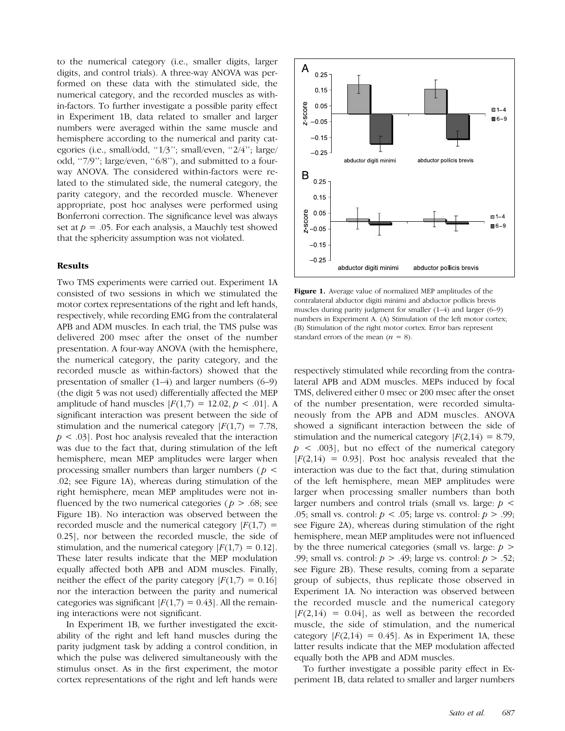to the numerical category (i.e., smaller digits, larger digits, and control trials). A three-way ANOVA was performed on these data with the stimulated side, the numerical category, and the recorded muscles as within-factors. To further investigate a possible parity effect in Experiment 1B, data related to smaller and larger numbers were averaged within the same muscle and hemisphere according to the numerical and parity categories (i.e., small/odd, "1/3"; small/even, "2/4"; large/odd, "7/9"; large/even, "6/8"), and submitted to a four-way ANOVA. The considered within-factors were related to the stimulated side, the numeral category, the parity category, and the recorded muscle. Whenever appropriate, post hoc analyses were performed using Bonferroni correction. The significance level was always set at $p = .05$. For each analysis, a Mauchly test showed that the sphericity assumption was not violated.

### Results

Two TMS experiments were carried out. Experiment 1A consisted of two sessions in which we stimulated the motor cortex representations of the right and left hands, respectively, while recording EMG from the contralateral APB and ADM muscles. In each trial, the TMS pulse was delivered 200 msec after the onset of the number presentation. A four-way ANOVA (with the hemisphere, the numerical category, the parity category, and the recorded muscle as within-factors) showed that the presentation of smaller (1–4) and larger numbers (6–9) (the digit 5 was not used) differentially affected the MEP amplitude of hand muscles [$F(1,7) = 12.02$, $p < .01$]. A significant interaction was present between the side of stimulation and the numerical category [$F(1,7) = 7.78$, $p < .03$]. Post hoc analysis revealed that the interaction was due to the fact that, during stimulation of the left hemisphere, mean MEP amplitudes were larger when processing smaller numbers than larger numbers ($p < .02$; see Figure 1A), whereas during stimulation of the right hemisphere, mean MEP amplitudes were not influenced by the two numerical categories ($p > .68$; see Figure 1B). No interaction was observed between the recorded muscle and the numerical category [$F(1,7) = 0.25$], nor between the recorded muscle, the side of stimulation, and the numerical category [$F(1,7) = 0.12$]. These later results indicate that the MEP modulation equally affected both APB and ADM muscles. Finally, neither the effect of the parity category [$F(1,7) = 0.16$] nor the interaction between the parity and numerical categories was significant [$F(1,7) = 0.43$]. All the remaining interactions were not significant.

In Experiment 1B, we further investigated the excitability of the right and left hand muscles during the parity judgment task by adding a control condition, in which the pulse was delivered simultaneously with the stimulus onset. As in the first experiment, the motor cortex representations of the right and left hands were respectively stimulated while recording from the contralateral APB and ADM muscles. MEPs induced by focal TMS, delivered either 0 msec or 200 msec after the onset of the number presentation, were recorded simultaneously from the APB and ADM muscles. ANOVA showed a significant interaction between the side of stimulation and the numerical category [$F(2,14) = 8.79$, $p < .003$], but no effect of the numerical category [$F(2,14) = 0.93$]. Post hoc analysis revealed that the interaction was due to the fact that, during stimulation of the left hemisphere, mean MEP amplitudes were larger when processing smaller numbers than both larger numbers and control trials (small vs. large: $p < .05$; small vs. control: $p < .05$; large vs. control: $p > .99$; see Figure 2A), whereas during stimulation of the right hemisphere, mean MEP amplitudes were not influenced by the three numerical categories (small vs. large: $p > .99$; small vs. control: $p > .49$; large vs. control: $p > .52$; see Figure 2B). These results, coming from a separate group of subjects, thus replicate those observed in Experiment 1A. No interaction was observed between the recorded muscle and the numerical category [$F(2,14) = 0.04$], as well as between the recorded muscle, the side of stimulation, and the numerical category [$F(2,14) = 0.45$]. As in Experiment 1A, these latter results indicate that the MEP modulation affected equally both the APB and ADM muscles.

To further investigate a possible parity effect in Experiment 1B, data related to smaller and larger numbers

**Figure 1.** Average value of normalized MEP amplitudes of the contralateral abductor digiti minimi and abductor pollicis brevis muscles during parity judgment for smaller (1–4) and larger (6–9) numbers in Experiment A. (A) Stimulation of the left motor cortex; (B) Stimulation of the right motor cortex. Error bars represent standard errors of the mean ($n = 8$).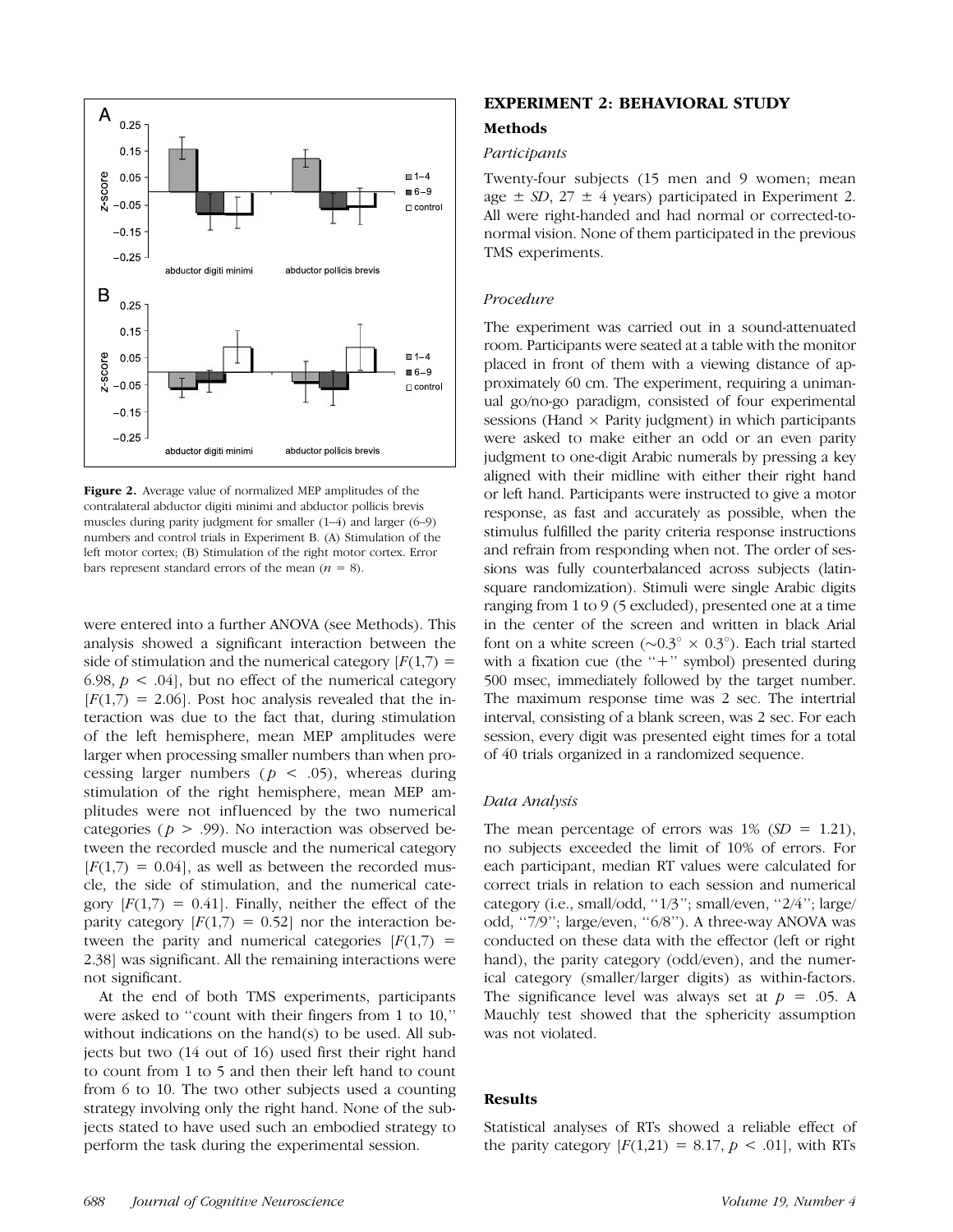**Figure 2.** Average value of normalized MEP amplitudes of the contralateral abductor digiti minimi and abductor pollicis brevis muscles during parity judgment for smaller (1–4) and larger (6–9) numbers and control trials in Experiment B. (A) Stimulation of the left motor cortex; (B) Stimulation of the right motor cortex. Error bars represent standard errors of the mean ($n$ = 8).

were entered into a further ANOVA (see Methods). This analysis showed a significant interaction between the side of stimulation and the numerical category [$F(1,7) = 6.98$, $p < .04$], but no effect of the numerical category [$F(1,7) = 2.06$]. Post hoc analysis revealed that the interaction was due to the fact that, during stimulation of the left hemisphere, mean MEP amplitudes were larger when processing smaller numbers than when processing larger numbers ($p < .05$), whereas during stimulation of the right hemisphere, mean MEP amplitudes were not influenced by the two numerical categories ($p > .99$). No interaction was observed between the recorded muscle and the numerical category [$F(1,7) = 0.04$], as well as between the recorded muscle, the side of stimulation, and the numerical category [$F(1,7) = 0.41$]. Finally, neither the effect of the parity category [$F(1,7) = 0.52$] nor the interaction between the parity and numerical categories [$F(1,7) = 2.38$] was significant. All the remaining interactions were not significant.

At the end of both TMS experiments, participants were asked to "count with their fingers from 1 to 10," without indications on the hand(s) to be used. All subjects but two (14 out of 16) used first their right hand to count from 1 to 5 and then their left hand to count from 6 to 10. The two other subjects used a counting strategy involving only the right hand. None of the subjects stated to have used such an embodied strategy to perform the task during the experimental session.

## EXPERIMENT 2: BEHAVIORAL STUDY

### Methods

#### *Participants*

Twenty-four subjects (15 men and 9 women; mean age ± *SD*, 27 ± 4 years) participated in Experiment 2. All were right-handed and had normal or corrected-to-normal vision. None of them participated in the previous TMS experiments.

#### *Procedure*

The experiment was carried out in a sound-attenuated room. Participants were seated at a table with the monitor placed in front of them with a viewing distance of approximately 60 cm. The experiment, requiring a unimanual go/no-go paradigm, consisted of four experimental sessions (Hand × Parity judgment) in which participants were asked to make either an odd or an even parity judgment to one-digit Arabic numerals by pressing a key aligned with their midline with either their right hand or left hand. Participants were instructed to give a motor response, as fast and accurately as possible, when the stimulus fulfilled the parity criteria response instructions and refrain from responding when not. The order of sessions was fully counterbalanced across subjects (latin-square randomization). Stimuli were single Arabic digits ranging from 1 to 9 (5 excluded), presented one at a time in the center of the screen and written in black Arial font on a white screen (~0.3° × 0.3°). Each trial started with a fixation cue (the "+" symbol) presented during 500 msec, immediately followed by the target number. The maximum response time was 2 sec. The intertrial interval, consisting of a blank screen, was 2 sec. For each session, every digit was presented eight times for a total of 40 trials organized in a randomized sequence.

#### *Data Analysis*

The mean percentage of errors was 1% (*SD* = 1.21), no subjects exceeded the limit of 10% of errors. For each participant, median RT values were calculated for correct trials in relation to each session and numerical category (i.e., small/odd, "1/3"; small/even, "2/4"; large/odd, "7/9"; large/even, "6/8"). A three-way ANOVA was conducted on these data with the effector (left or right hand), the parity category (odd/even), and the numerical category (smaller/larger digits) as within-factors. The significance level was always set at $p$ = .05. A Mauchly test showed that the sphericity assumption was not violated.

### Results

Statistical analyses of RTs showed a reliable effect of the parity category [$F(1,21) = 8.17$, $p < .01$], with RTs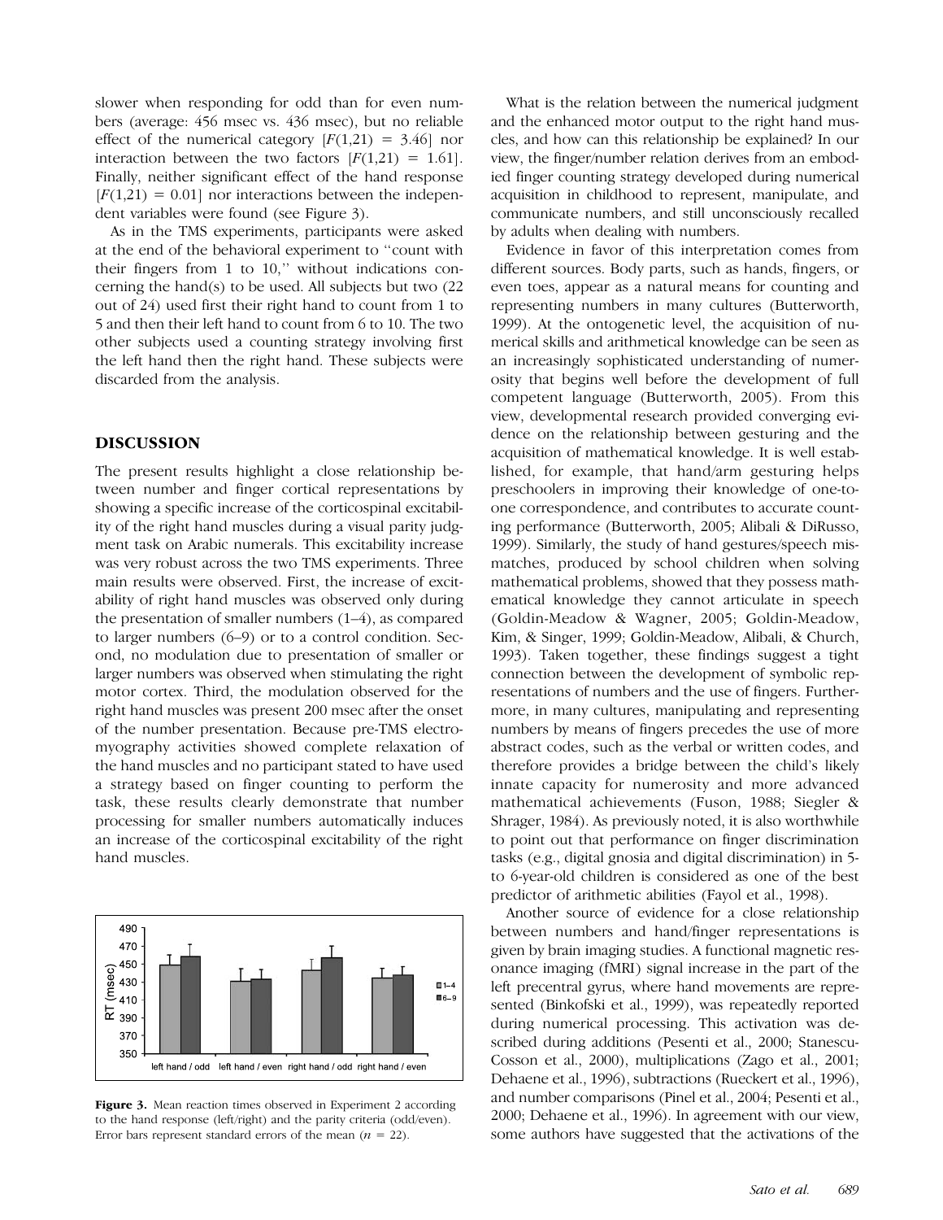slower when responding for odd than for even numbers (average: 456 msec vs. 436 msec), but no reliable effect of the numerical category [$F(1,21) = 3.46$] nor interaction between the two factors [$F(1,21) = 1.61$]. Finally, neither significant effect of the hand response [$F(1,21) = 0.01$] nor interactions between the independent variables were found (see Figure 3).

As in the TMS experiments, participants were asked at the end of the behavioral experiment to ''count with their fingers from 1 to 10,'' without indications concerning the hand(s) to be used. All subjects but two (22 out of 24) used first their right hand to count from 1 to 5 and then their left hand to count from 6 to 10. The two other subjects used a counting strategy involving first the left hand then the right hand. These subjects were discarded from the analysis.

## DISCUSSION

The present results highlight a close relationship between number and finger cortical representations by showing a specific increase of the corticospinal excitability of the right hand muscles during a visual parity judgment task on Arabic numerals. This excitability increase was very robust across the two TMS experiments. Three main results were observed. First, the increase of excitability of right hand muscles was observed only during the presentation of smaller numbers (1–4), as compared to larger numbers (6–9) or to a control condition. Second, no modulation due to presentation of smaller or larger numbers was observed when stimulating the right motor cortex. Third, the modulation observed for the right hand muscles was present 200 msec after the onset of the number presentation. Because pre-TMS electromyography activities showed complete relaxation of the hand muscles and no participant stated to have used a strategy based on finger counting to perform the task, these results clearly demonstrate that number processing for smaller numbers automatically induces an increase of the corticospinal excitability of the right hand muscles.

**Figure 3.** Mean reaction times observed in Experiment 2 according to the hand response (left/right) and the parity criteria (odd/even). Error bars represent standard errors of the mean ($n = 22$).

What is the relation between the numerical judgment and the enhanced motor output to the right hand muscles, and how can this relationship be explained? In our view, the finger/number relation derives from an embodied finger counting strategy developed during numerical acquisition in childhood to represent, manipulate, and communicate numbers, and still unconsciously recalled by adults when dealing with numbers.

Evidence in favor of this interpretation comes from different sources. Body parts, such as hands, fingers, or even toes, appear as a natural means for counting and representing numbers in many cultures (Butterworth, 1999). At the ontogenetic level, the acquisition of numerical skills and arithmetical knowledge can be seen as an increasingly sophisticated understanding of numerosity that begins well before the development of full competent language (Butterworth, 2005). From this view, developmental research provided converging evidence on the relationship between gesturing and the acquisition of mathematical knowledge. It is well established, for example, that hand/arm gesturing helps preschoolers in improving their knowledge of one-to-one correspondence, and contributes to accurate counting performance (Butterworth, 2005; Alibali & DiRusso, 1999). Similarly, the study of hand gestures/speech mismatches, produced by school children when solving mathematical problems, showed that they possess mathematical knowledge they cannot articulate in speech (Goldin-Meadow & Wagner, 2005; Goldin-Meadow, Kim, & Singer, 1999; Goldin-Meadow, Alibali, & Church, 1993). Taken together, these findings suggest a tight connection between the development of symbolic representations of numbers and the use of fingers. Furthermore, in many cultures, manipulating and representing numbers by means of fingers precedes the use of more abstract codes, such as the verbal or written codes, and therefore provides a bridge between the child's likely innate capacity for numerosity and more advanced mathematical achievements (Fuson, 1988; Siegler & Shrager, 1984). As previously noted, it is also worthwhile to point out that performance on finger discrimination tasks (e.g., digital gnosia and digital discrimination) in 5- to 6-year-old children is considered as one of the best predictor of arithmetic abilities (Fayol et al., 1998).

Another source of evidence for a close relationship between numbers and hand/finger representations is given by brain imaging studies. A functional magnetic resonance imaging (fMRI) signal increase in the part of the left precentral gyrus, where hand movements are represented (Binkofski et al., 1999), was repeatedly reported during numerical processing. This activation was described during additions (Pesenti et al., 2000; Stanescu-Cosson et al., 2000), multiplications (Zago et al., 2001; Dehaene et al., 1996), subtractions (Rueckert et al., 1996), and number comparisons (Pinel et al., 2004; Pesenti et al., 2000; Dehaene et al., 1996). In agreement with our view, some authors have suggested that the activations of the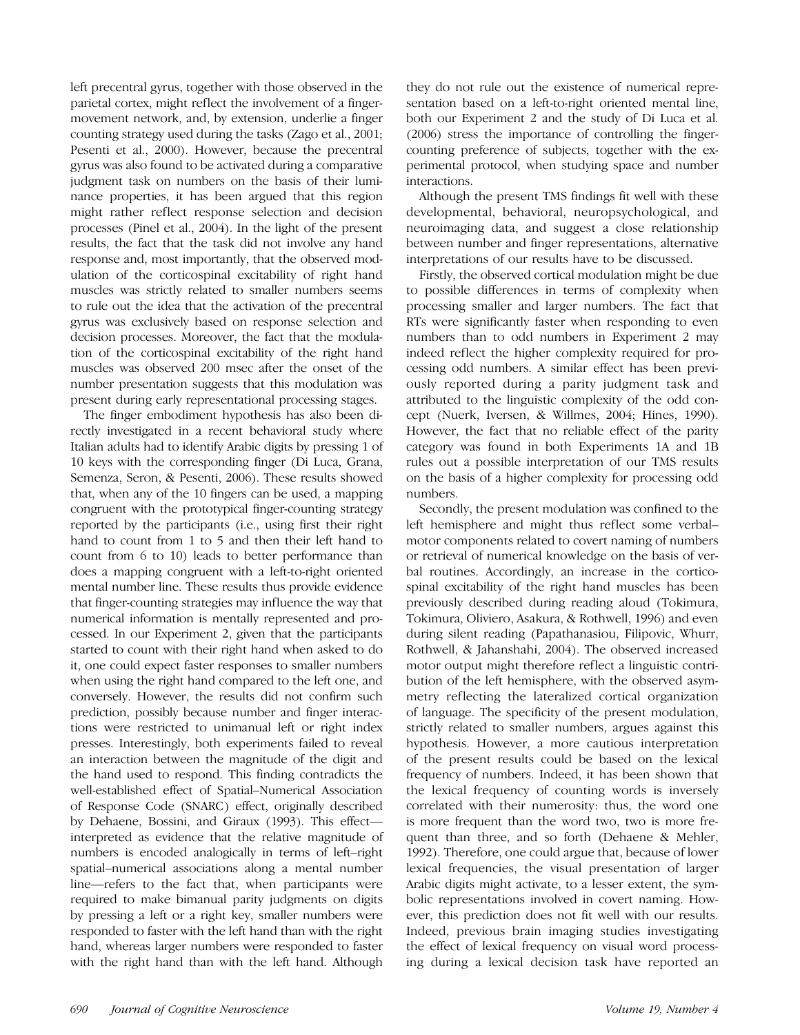left precentral gyrus, together with those observed in the parietal cortex, might reflect the involvement of a finger-movement network, and, by extension, underlie a finger counting strategy used during the tasks (Zago et al., 2001; Pesenti et al., 2000). However, because the precentral gyrus was also found to be activated during a comparative judgment task on numbers on the basis of their luminance properties, it has been argued that this region might rather reflect response selection and decision processes (Pinel et al., 2004). In the light of the present results, the fact that the task did not involve any hand response and, most importantly, that the observed modulation of the corticospinal excitability of right hand muscles was strictly related to smaller numbers seems to rule out the idea that the activation of the precentral gyrus was exclusively based on response selection and decision processes. Moreover, the fact that the modulation of the corticospinal excitability of the right hand muscles was observed 200 msec after the onset of the number presentation suggests that this modulation was present during early representational processing stages.

The finger embodiment hypothesis has also been directly investigated in a recent behavioral study where Italian adults had to identify Arabic digits by pressing 1 of 10 keys with the corresponding finger (Di Luca, Grana, Semenza, Seron, & Pesenti, 2006). These results showed that, when any of the 10 fingers can be used, a mapping congruent with the prototypical finger-counting strategy reported by the participants (i.e., using first their right hand to count from 1 to 5 and then their left hand to count from 6 to 10) leads to better performance than does a mapping congruent with a left-to-right oriented mental number line. These results thus provide evidence that finger-counting strategies may influence the way that numerical information is mentally represented and processed. In our Experiment 2, given that the participants started to count with their right hand when asked to do it, one could expect faster responses to smaller numbers when using the right hand compared to the left one, and conversely. However, the results did not confirm such prediction, possibly because number and finger interactions were restricted to unimanual left or right index presses. Interestingly, both experiments failed to reveal an interaction between the magnitude of the digit and the hand used to respond. This finding contradicts the well-established effect of Spatial–Numerical Association of Response Code (SNARC) effect, originally described by Dehaene, Bossini, and Giraux (1993). This effect—interpreted as evidence that the relative magnitude of numbers is encoded analogically in terms of left–right spatial–numerical associations along a mental number line—refers to the fact that, when participants were required to make bimanual parity judgments on digits by pressing a left or a right key, smaller numbers were responded to faster with the left hand than with the right hand, whereas larger numbers were responded to faster with the right hand than with the left hand. Although they do not rule out the existence of numerical representation based on a left-to-right oriented mental line, both our Experiment 2 and the study of Di Luca et al. (2006) stress the importance of controlling the finger-counting preference of subjects, together with the experimental protocol, when studying space and number interactions.

Although the present TMS findings fit well with these developmental, behavioral, neuropsychological, and neuroimaging data, and suggest a close relationship between number and finger representations, alternative interpretations of our results have to be discussed.

Firstly, the observed cortical modulation might be due to possible differences in terms of complexity when processing smaller and larger numbers. The fact that RTs were significantly faster when responding to even numbers than to odd numbers in Experiment 2 may indeed reflect the higher complexity required for processing odd numbers. A similar effect has been previously reported during a parity judgment task and attributed to the linguistic complexity of the odd concept (Nuerk, Iversen, & Willmes, 2004; Hines, 1990). However, the fact that no reliable effect of the parity category was found in both Experiments 1A and 1B rules out a possible interpretation of our TMS results on the basis of a higher complexity for processing odd numbers.

Secondly, the present modulation was confined to the left hemisphere and might thus reflect some verbal–motor components related to covert naming of numbers or retrieval of numerical knowledge on the basis of verbal routines. Accordingly, an increase in the corticospinal excitability of the right hand muscles has been previously described during reading aloud (Tokimura, Tokimura, Oliviero, Asakura, & Rothwell, 1996) and even during silent reading (Papathanasiou, Filipovic, Whurr, Rothwell, & Jahanshahi, 2004). The observed increased motor output might therefore reflect a linguistic contribution of the left hemisphere, with the observed asymmetry reflecting the lateralized cortical organization of language. The specificity of the present modulation, strictly related to smaller numbers, argues against this hypothesis. However, a more cautious interpretation of the present results could be based on the lexical frequency of numbers. Indeed, it has been shown that the lexical frequency of counting words is inversely correlated with their numerosity: thus, the word one is more frequent than the word two, two is more frequent than three, and so forth (Dehaene & Mehler, 1992). Therefore, one could argue that, because of lower lexical frequencies, the visual presentation of larger Arabic digits might activate, to a lesser extent, the symbolic representations involved in covert naming. However, this prediction does not fit well with our results. Indeed, previous brain imaging studies investigating the effect of lexical frequency on visual word processing during a lexical decision task have reported an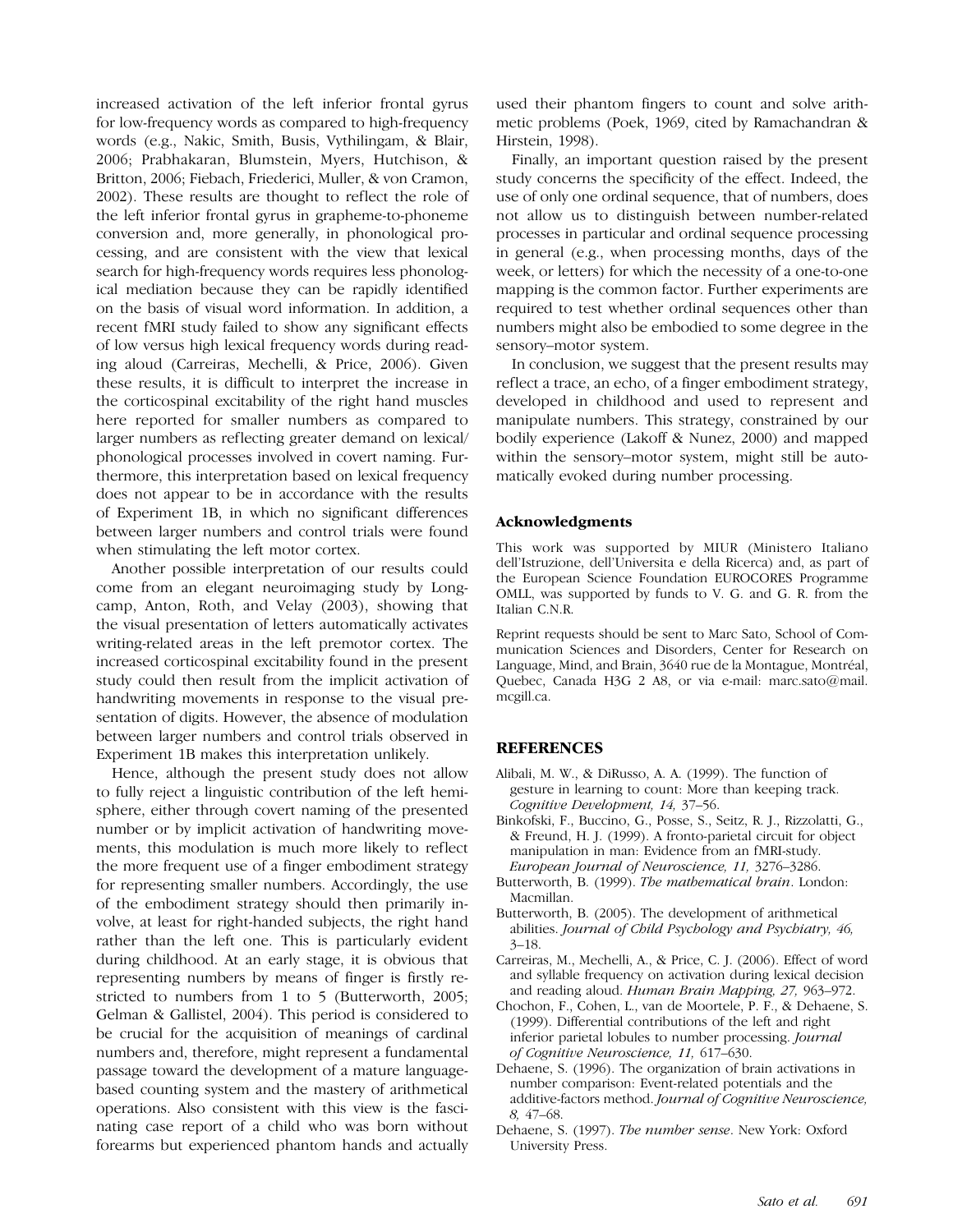increased activation of the left inferior frontal gyrus for low-frequency words as compared to high-frequency words (e.g., Nakic, Smith, Busis, Vythilingam, & Blair, 2006; Prabhakaran, Blumstein, Myers, Hutchison, & Britton, 2006; Fiebach, Friederici, Muller, & von Cramon, 2002). These results are thought to reflect the role of the left inferior frontal gyrus in grapheme-to-phoneme conversion and, more generally, in phonological processing, and are consistent with the view that lexical search for high-frequency words requires less phonological mediation because they can be rapidly identified on the basis of visual word information. In addition, a recent fMRI study failed to show any significant effects of low versus high lexical frequency words during reading aloud (Carreiras, Mechelli, & Price, 2006). Given these results, it is difficult to interpret the increase in the corticospinal excitability of the right hand muscles here reported for smaller numbers as compared to larger numbers as reflecting greater demand on lexical/phonological processes involved in covert naming. Furthermore, this interpretation based on lexical frequency does not appear to be in accordance with the results of Experiment 1B, in which no significant differences between larger numbers and control trials were found when stimulating the left motor cortex.

Another possible interpretation of our results could come from an elegant neuroimaging study by Longcamp, Anton, Roth, and Velay (2003), showing that the visual presentation of letters automatically activates writing-related areas in the left premotor cortex. The increased corticospinal excitability found in the present study could then result from the implicit activation of handwriting movements in response to the visual presentation of digits. However, the absence of modulation between larger numbers and control trials observed in Experiment 1B makes this interpretation unlikely.

Hence, although the present study does not allow to fully reject a linguistic contribution of the left hemisphere, either through covert naming of the presented number or by implicit activation of handwriting movements, this modulation is much more likely to reflect the more frequent use of a finger embodiment strategy for representing smaller numbers. Accordingly, the use of the embodiment strategy should then primarily involve, at least for right-handed subjects, the right hand rather than the left one. This is particularly evident during childhood. At an early stage, it is obvious that representing numbers by means of finger is firstly restricted to numbers from 1 to 5 (Butterworth, 2005; Gelman & Gallistel, 2004). This period is considered to be crucial for the acquisition of meanings of cardinal numbers and, therefore, might represent a fundamental passage toward the development of a mature language-based counting system and the mastery of arithmetical operations. Also consistent with this view is the fascinating case report of a child who was born without forearms but experienced phantom hands and actually used their phantom fingers to count and solve arithmetic problems (Poek, 1969, cited by Ramachandran & Hirstein, 1998).

Finally, an important question raised by the present study concerns the specificity of the effect. Indeed, the use of only one ordinal sequence, that of numbers, does not allow us to distinguish between number-related processes in particular and ordinal sequence processing in general (e.g., when processing months, days of the week, or letters) for which the necessity of a one-to-one mapping is the common factor. Further experiments are required to test whether ordinal sequences other than numbers might also be embodied to some degree in the sensory–motor system.

In conclusion, we suggest that the present results may reflect a trace, an echo, of a finger embodiment strategy, developed in childhood and used to represent and manipulate numbers. This strategy, constrained by our bodily experience (Lakoff & Nunez, 2000) and mapped within the sensory–motor system, might still be automatically evoked during number processing.

## Acknowledgments

This work was supported by MIUR (Ministero Italiano dell'Istruzione, dell'Universita e della Ricerca) and, as part of the European Science Foundation EUROCORES Programme OMLL, was supported by funds to V. G. and G. R. from the Italian C.N.R.

Reprint requests should be sent to Marc Sato, School of Communication Sciences and Disorders, Center for Research on Language, Mind, and Brain, 3640 rue de la Montague, Montréal, Quebec, Canada H3G 2 A8, or via e-mail: marc.sato@mail.mcgill.ca.

## REFERENCES

Alibali, M. W., & DiRusso, A. A. (1999). The function of gesture in learning to count: More than keeping track. *Cognitive Development, 14,* 37–56.

Binkofski, F., Buccino, G., Posse, S., Seitz, R. J., Rizzolatti, G., & Freund, H. J. (1999). A fronto-parietal circuit for object manipulation in man: Evidence from an fMRI-study. *European Journal of Neuroscience, 11,* 3276–3286.

Butterworth, B. (1999). *The mathematical brain*. London: Macmillan.

Butterworth, B. (2005). The development of arithmetical abilities. *Journal of Child Psychology and Psychiatry, 46,* 3–18.

Carreiras, M., Mechelli, A., & Price, C. J. (2006). Effect of word and syllable frequency on activation during lexical decision and reading aloud. *Human Brain Mapping, 27,* 963–972.

Chochon, F., Cohen, L., van de Moortele, P. F., & Dehaene, S. (1999). Differential contributions of the left and right inferior parietal lobules to number processing. *Journal of Cognitive Neuroscience, 11,* 617–630.

Dehaene, S. (1996). The organization of brain activations in number comparison: Event-related potentials and the additive-factors method. *Journal of Cognitive Neuroscience, 8,* 47–68.

Dehaene, S. (1997). *The number sense*. New York: Oxford University Press.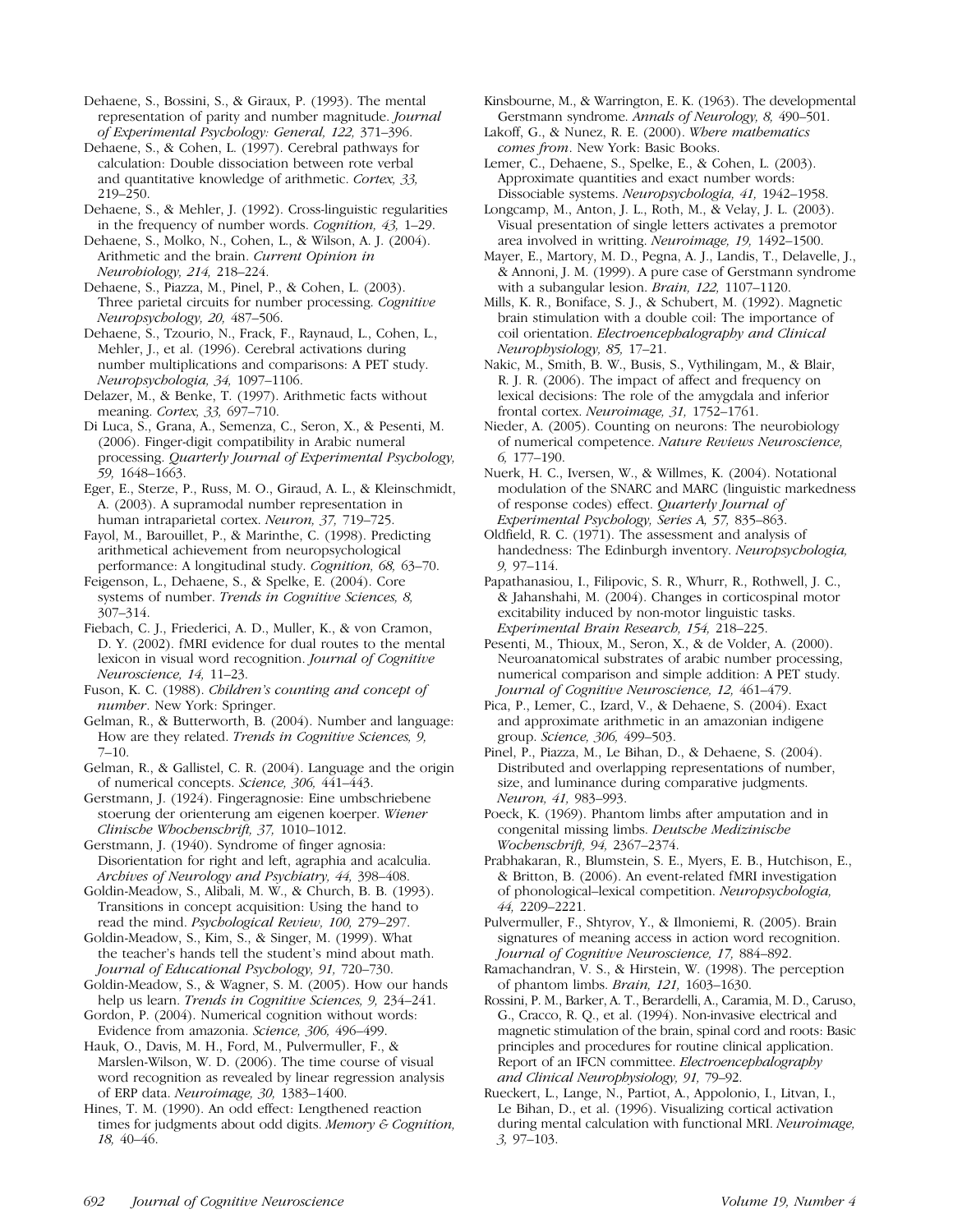Dehaene, S., Bossini, S., & Giraux, P. (1993). The mental representation of parity and number magnitude. *Journal of Experimental Psychology: General, 122,* 371–396.

Dehaene, S., & Cohen, L. (1997). Cerebral pathways for calculation: Double dissociation between rote verbal and quantitative knowledge of arithmetic. *Cortex, 33,* 219–250.

Dehaene, S., & Mehler, J. (1992). Cross-linguistic regularities in the frequency of number words. *Cognition, 43,* 1–29.

Dehaene, S., Molko, N., Cohen, L., & Wilson, A. J. (2004). Arithmetic and the brain. *Current Opinion in Neurobiology, 214,* 218–224.

Dehaene, S., Piazza, M., Pinel, P., & Cohen, L. (2003). Three parietal circuits for number processing. *Cognitive Neuropsychology, 20,* 487–506.

Dehaene, S., Tzourio, N., Frack, F., Raynaud, L., Cohen, L., Mehler, J., et al. (1996). Cerebral activations during number multiplications and comparisons: A PET study. *Neuropsychologia, 34,* 1097–1106.

Delazer, M., & Benke, T. (1997). Arithmetic facts without meaning. *Cortex, 33,* 697–710.

Di Luca, S., Grana, A., Semenza, C., Seron, X., & Pesenti, M. (2006). Finger-digit compatibility in Arabic numeral processing. *Quarterly Journal of Experimental Psychology, 59,* 1648–1663.

Eger, E., Sterze, P., Russ, M. O., Giraud, A. L., & Kleinschmidt, A. (2003). A supramodal number representation in human intraparietal cortex. *Neuron, 37,* 719–725.

Fayol, M., Barouillet, P., & Marinthe, C. (1998). Predicting arithmetical achievement from neuropsychological performance: A longitudinal study. *Cognition, 68,* 63–70.

Feigenson, L., Dehaene, S., & Spelke, E. (2004). Core systems of number. *Trends in Cognitive Sciences, 8,* 307–314.

Fiebach, C. J., Friederici, A. D., Muller, K., & von Cramon, D. Y. (2002). fMRI evidence for dual routes to the mental lexicon in visual word recognition. *Journal of Cognitive Neuroscience, 14,* 11–23.

Fuson, K. C. (1988). *Children's counting and concept of number*. New York: Springer.

Gelman, R., & Butterworth, B. (2004). Number and language: How are they related. *Trends in Cognitive Sciences, 9,* 7–10.

Gelman, R., & Gallistel, C. R. (2004). Language and the origin of numerical concepts. *Science, 306,* 441–443.

Gerstmann, J. (1924). Fingeragnosie: Eine umbschriebene stoerung der orienterung am eigenen koerper. *Wiener Clinische Whochenschrift, 37,* 1010–1012.

Gerstmann, J. (1940). Syndrome of finger agnosia: Disorientation for right and left, agraphia and acalculia. *Archives of Neurology and Psychiatry, 44,* 398–408.

Goldin-Meadow, S., Alibali, M. W., & Church, B. B. (1993). Transitions in concept acquisition: Using the hand to read the mind. *Psychological Review, 100,* 279–297.

Goldin-Meadow, S., Kim, S., & Singer, M. (1999). What the teacher's hands tell the student's mind about math. *Journal of Educational Psychology, 91,* 720–730.

Goldin-Meadow, S., & Wagner, S. M. (2005). How our hands help us learn. *Trends in Cognitive Sciences, 9,* 234–241.

Gordon, P. (2004). Numerical cognition without words: Evidence from amazonia. *Science, 306,* 496–499.

Hauk, O., Davis, M. H., Ford, M., Pulvermuller, F., & Marslen-Wilson, W. D. (2006). The time course of visual word recognition as revealed by linear regression analysis of ERP data. *Neuroimage, 30,* 1383–1400.

Hines, T. M. (1990). An odd effect: Lengthened reaction times for judgments about odd digits. *Memory & Cognition, 18,* 40–46.

Kinsbourne, M., & Warrington, E. K. (1963). The developmental Gerstmann syndrome. *Annals of Neurology, 8,* 490–501.

Lakoff, G., & Nunez, R. E. (2000). *Where mathematics comes from*. New York: Basic Books.

Lemer, C., Dehaene, S., Spelke, E., & Cohen, L. (2003). Approximate quantities and exact number words: Dissociable systems. *Neuropsychologia, 41,* 1942–1958.

Longcamp, M., Anton, J. L., Roth, M., & Velay, J. L. (2003). Visual presentation of single letters activates a premotor area involved in writting. *Neuroimage, 19,* 1492–1500.

Mayer, E., Martory, M. D., Pegna, A. J., Landis, T., Delavelle, J., & Annoni, J. M. (1999). A pure case of Gerstmann syndrome with a subangular lesion. *Brain, 122,* 1107–1120.

Mills, K. R., Boniface, S. J., & Schubert, M. (1992). Magnetic brain stimulation with a double coil: The importance of coil orientation. *Electroencephalography and Clinical Neurophysiology, 85,* 17–21.

Nakic, M., Smith, B. W., Busis, S., Vythilingam, M., & Blair, R. J. R. (2006). The impact of affect and frequency on lexical decisions: The role of the amygdala and inferior frontal cortex. *Neuroimage, 31,* 1752–1761.

Nieder, A. (2005). Counting on neurons: The neurobiology of numerical competence. *Nature Reviews Neuroscience, 6,* 177–190.

Nuerk, H. C., Iversen, W., & Willmes, K. (2004). Notational modulation of the SNARC and MARC (linguistic markedness of response codes) effect. *Quarterly Journal of Experimental Psychology, Series A, 57,* 835–863.

Oldfield, R. C. (1971). The assessment and analysis of handedness: The Edinburgh inventory. *Neuropsychologia, 9,* 97–114.

Papathanasiou, I., Filipovic, S. R., Whurr, R., Rothwell, J. C., & Jahanshahi, M. (2004). Changes in corticospinal motor excitability induced by non-motor linguistic tasks. *Experimental Brain Research, 154,* 218–225.

Pesenti, M., Thioux, M., Seron, X., & de Volder, A. (2000). Neuroanatomical substrates of arabic number processing, numerical comparison and simple addition: A PET study. *Journal of Cognitive Neuroscience, 12,* 461–479.

Pica, P., Lemer, C., Izard, V., & Dehaene, S. (2004). Exact and approximate arithmetic in an amazonian indigene group. *Science, 306,* 499–503.

Pinel, P., Piazza, M., Le Bihan, D., & Dehaene, S. (2004). Distributed and overlapping representations of number, size, and luminance during comparative judgments. *Neuron, 41,* 983–993.

Poeck, K. (1969). Phantom limbs after amputation and in congenital missing limbs. *Deutsche Medizinische Wochenschrift, 94,* 2367–2374.

Prabhakaran, R., Blumstein, S. E., Myers, E. B., Hutchison, E., & Britton, B. (2006). An event-related fMRI investigation of phonological–lexical competition. *Neuropsychologia, 44,* 2209–2221.

Pulvermuller, F., Shtyrov, Y., & Ilmoniemi, R. (2005). Brain signatures of meaning access in action word recognition. *Journal of Cognitive Neuroscience, 17,* 884–892.

Ramachandran, V. S., & Hirstein, W. (1998). The perception of phantom limbs. *Brain, 121,* 1603–1630.

Rossini, P. M., Barker, A. T., Berardelli, A., Caramia, M. D., Caruso, G., Cracco, R. Q., et al. (1994). Non-invasive electrical and magnetic stimulation of the brain, spinal cord and roots: Basic principles and procedures for routine clinical application. Report of an IFCN committee. *Electroencephalography and Clinical Neurophysiology, 91,* 79–92.

Rueckert, L., Lange, N., Partiot, A., Appolonio, I., Litvan, I., Le Bihan, D., et al. (1996). Visualizing cortical activation during mental calculation with functional MRI. *Neuroimage, 3,* 97–103.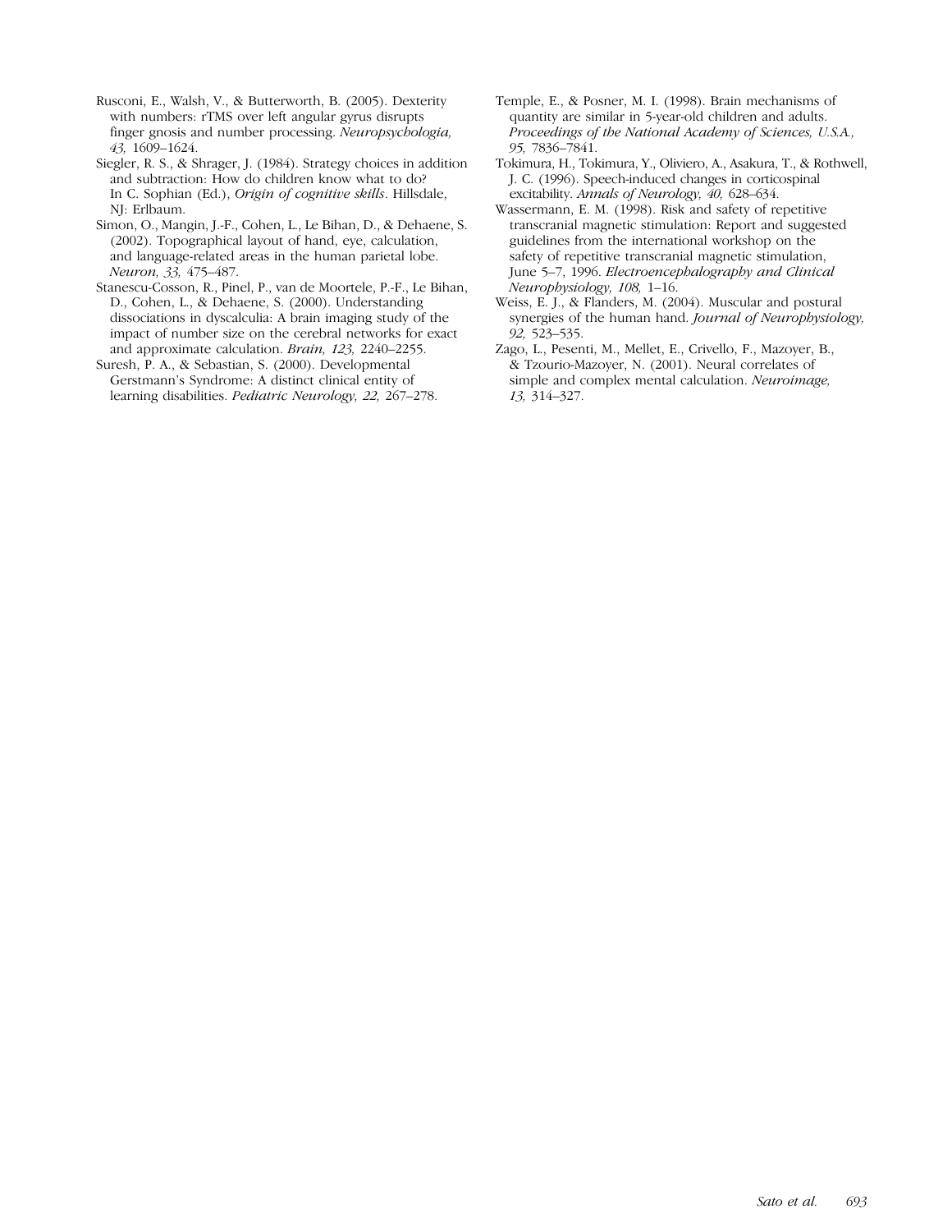Rusconi, E., Walsh, V., & Butterworth, B. (2005). Dexterity with numbers: rTMS over left angular gyrus disrupts finger gnosis and number processing. *Neuropsychologia, 43,* 1609–1624.

Siegler, R. S., & Shrager, J. (1984). Strategy choices in addition and subtraction: How do children know what to do? In C. Sophian (Ed.), *Origin of cognitive skills*. Hillsdale, NJ: Erlbaum.

Simon, O., Mangin, J.-F., Cohen, L., Le Bihan, D., & Dehaene, S. (2002). Topographical layout of hand, eye, calculation, and language-related areas in the human parietal lobe. *Neuron, 33,* 475–487.

Stanescu-Cosson, R., Pinel, P., van de Moortele, P.-F., Le Bihan, D., Cohen, L., & Dehaene, S. (2000). Understanding dissociations in dyscalculia: A brain imaging study of the impact of number size on the cerebral networks for exact and approximate calculation. *Brain, 123,* 2240–2255.

Suresh, P. A., & Sebastian, S. (2000). Developmental Gerstmann's Syndrome: A distinct clinical entity of learning disabilities. *Pediatric Neurology, 22,* 267–278.

Temple, E., & Posner, M. I. (1998). Brain mechanisms of quantity are similar in 5-year-old children and adults. *Proceedings of the National Academy of Sciences, U.S.A., 95,* 7836–7841.

Tokimura, H., Tokimura, Y., Oliviero, A., Asakura, T., & Rothwell, J. C. (1996). Speech-induced changes in corticospinal excitability. *Annals of Neurology, 40,* 628–634.

Wassermann, E. M. (1998). Risk and safety of repetitive transcranial magnetic stimulation: Report and suggested guidelines from the international workshop on the safety of repetitive transcranial magnetic stimulation, June 5–7, 1996. *Electroencephalography and Clinical Neurophysiology, 108,* 1–16.

Weiss, E. J., & Flanders, M. (2004). Muscular and postural synergies of the human hand. *Journal of Neurophysiology, 92,* 523–535.

Zago, L., Pesenti, M., Mellet, E., Crivello, F., Mazoyer, B., & Tzourio-Mazoyer, N. (2001). Neural correlates of simple and complex mental calculation. *Neuroimage, 13,* 314–327.